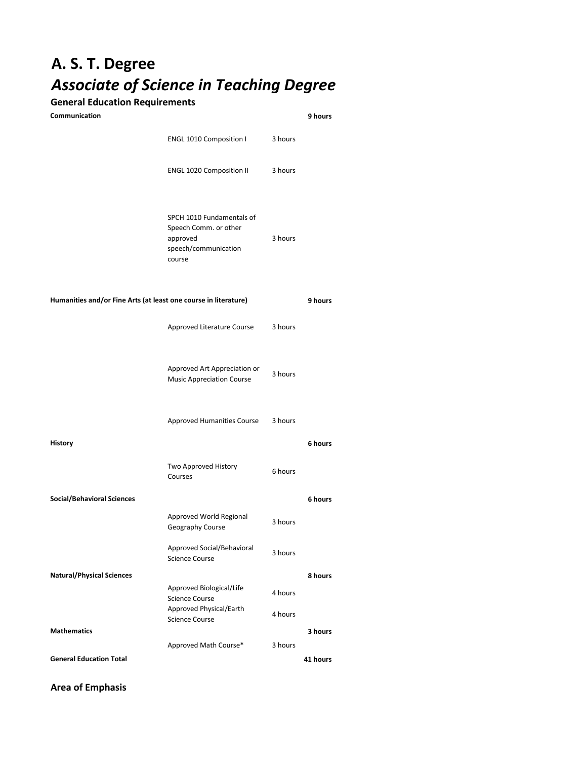# A. S. T. Degree

## *Associate of Science in Teaching Degree*

### General Education Requirements

| Category | Course | Hours | Total |
|---|---|---|---|
| **Communication** | | | **9 hours** |
| | ENGL 1010 Composition I | 3 hours | |
| | ENGL 1020 Composition II | 3 hours | |
| | SPCH 1010 Fundamentals of Speech Comm. or other approved speech/communication course | 3 hours | |
| **Humanities and/or Fine Arts (at least one course in literature)** | | | **9 hours** |
| | Approved Literature Course | 3 hours | |
| | Approved Art Appreciation or Music Appreciation Course | 3 hours | |
| | Approved Humanities Course | 3 hours | |
| **History** | | | **6 hours** |
| | Two Approved History Courses | 6 hours | |
| **Social/Behavioral Sciences** | | | **6 hours** |
| | Approved World Regional Geography Course | 3 hours | |
| | Approved Social/Behavioral Science Course | 3 hours | |
| **Natural/Physical Sciences** | | | **8 hours** |
| | Approved Biological/Life Science Course | 4 hours | |
| | Approved Physical/Earth Science Course | 4 hours | |
| **Mathematics** | | | **3 hours** |
| | Approved Math Course* | 3 hours | |
| **General Education Total** | | | **41 hours** |

### Area of Emphasis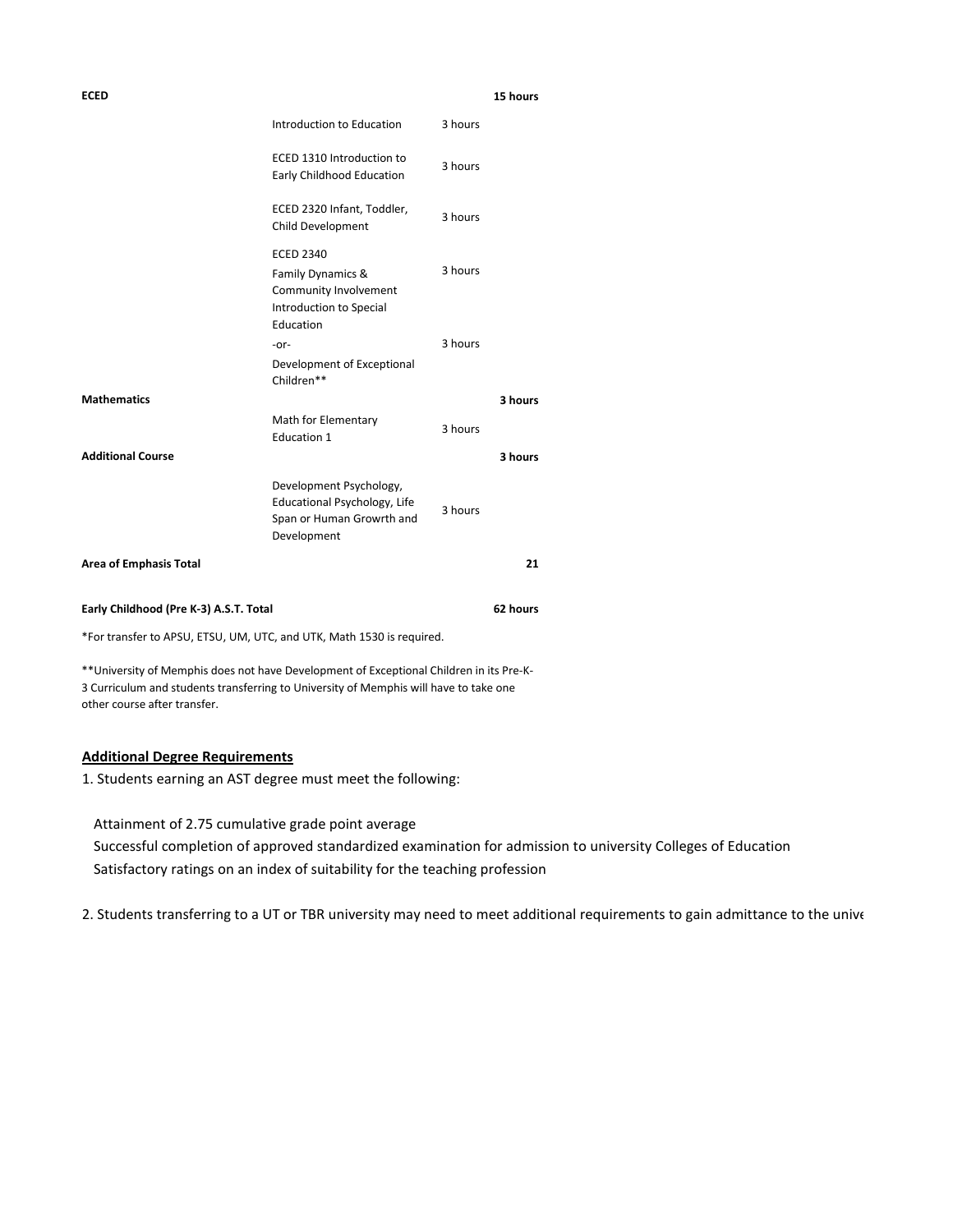| | | | |
|---|---|---|---|
| **ECED** | | | **15 hours** |
| | Introduction to Education | 3 hours | |
| | ECED 1310 Introduction to Early Childhood Education | 3 hours | |
| | ECED 2320 Infant, Toddler, Child Development | 3 hours | |
| | ECED 2340 Family Dynamics & Community Involvement | 3 hours | |
| | Introduction to Special Education -or- Development of Exceptional Children** | 3 hours | |
| **Mathematics** | | | **3 hours** |
| | Math for Elementary Education 1 | 3 hours | |
| **Additional Course** | | | **3 hours** |
| | Development Psychology, Educational Psychology, Life Span or Human Growrth and Development | 3 hours | |
| **Area of Emphasis Total** | | | **21** |
| **Early Childhood (Pre K-3) A.S.T. Total** | | | **62 hours** |

*For transfer to APSU, ETSU, UM, UTC, and UTK, Math 1530 is required.

**University of Memphis does not have Development of Exceptional Children in its Pre-K-3 Curriculum and students transferring to University of Memphis will have to take one other course after transfer.

## Additional Degree Requirements

1. Students earning an AST degree must meet the following:

   Attainment of 2.75 cumulative grade point average
   Successful completion of approved standardized examination for admission to university Colleges of Education
   Satisfactory ratings on an index of suitability for the teaching profession

2. Students transferring to a UT or TBR university may need to meet additional requirements to gain admittance to the unive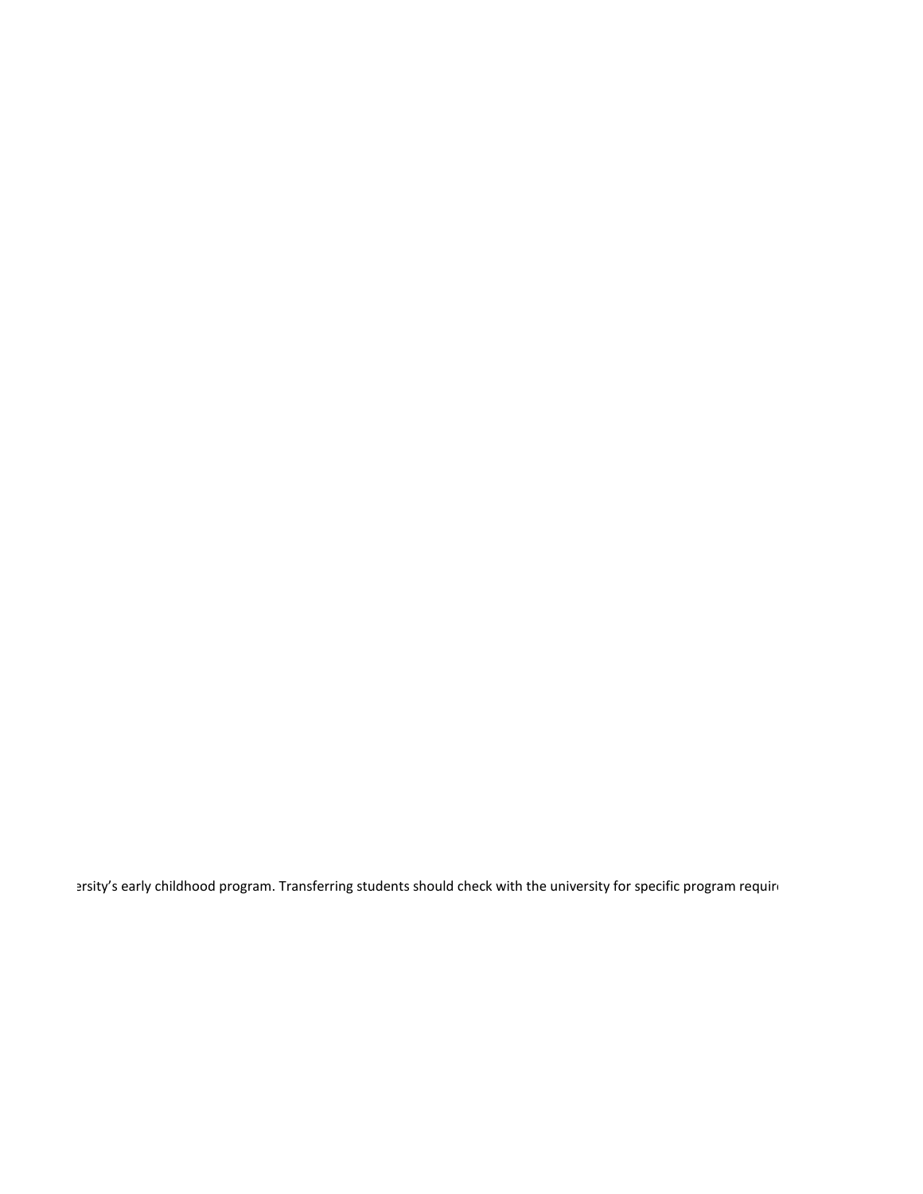ersity's early childhood program. Transferring students should check with the university for specific program requir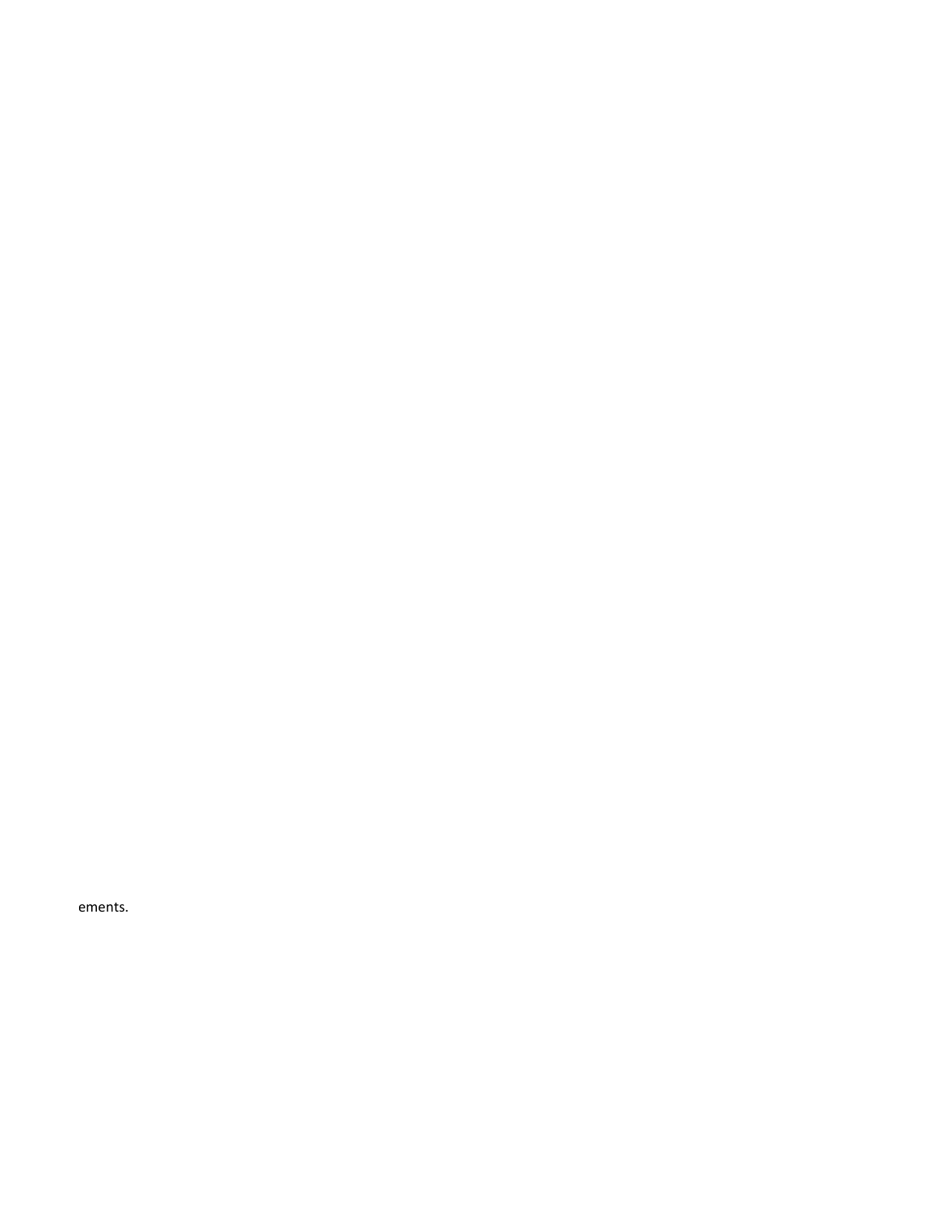ements.